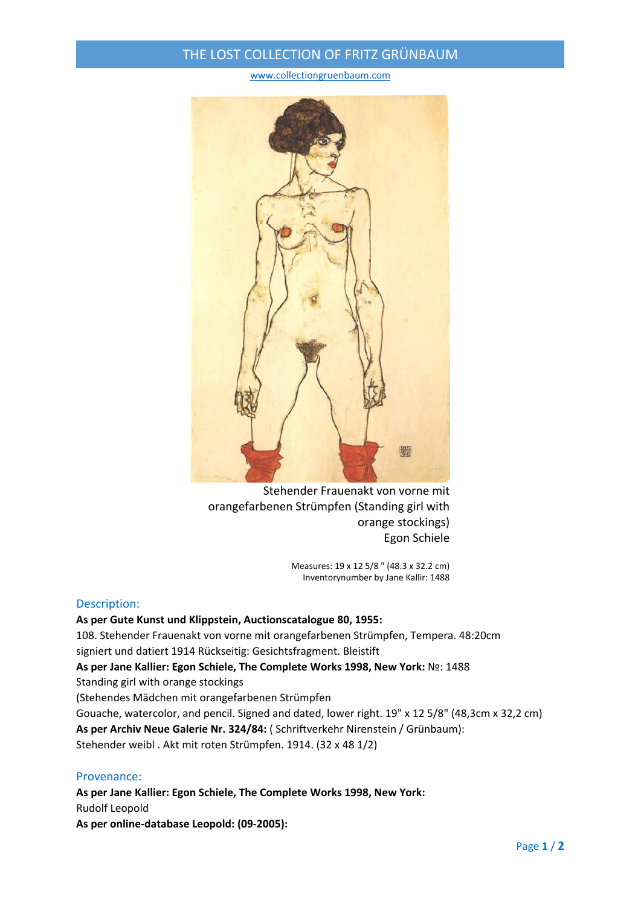THE LOST COLLECTION OF FRITZ GRÜNBAUM

www.collectiongruenbaum.com

Stehender Frauenakt von vorne mit orangefarbenen Strümpfen (Standing girl with orange stockings)
Egon Schiele

Measures: 19 x 12 5/8 " (48.3 x 32.2 cm)
Inventorynumber by Jane Kallir: 1488

## Description:

**As per Gute Kunst und Klippstein, Auctionscatalogue 80, 1955:**
108. Stehender Frauenakt von vorne mit orangefarbenen Strümpfen, Tempera. 48:20cm signiert und datiert 1914 Rückseitig: Gesichtsfragment. Bleistift
**As per Jane Kallier: Egon Schiele, The Complete Works 1998, New York:** №: 1488
Standing girl with orange stockings
(Stehendes Mädchen mit orangefarbenen Strümpfen
Gouache, watercolor, and pencil. Signed and dated, lower right. 19" x 12 5/8" (48,3cm x 32,2 cm)
**As per Archiv Neue Galerie Nr. 324/84:** ( Schriftverkehr Nirenstein / Grünbaum):
Stehender weibl . Akt mit roten Strümpfen. 1914. (32 x 48 1/2)

## Provenance:

**As per Jane Kallier: Egon Schiele, The Complete Works 1998, New York:**
Rudolf Leopold
**As per online-database Leopold: (09-2005):**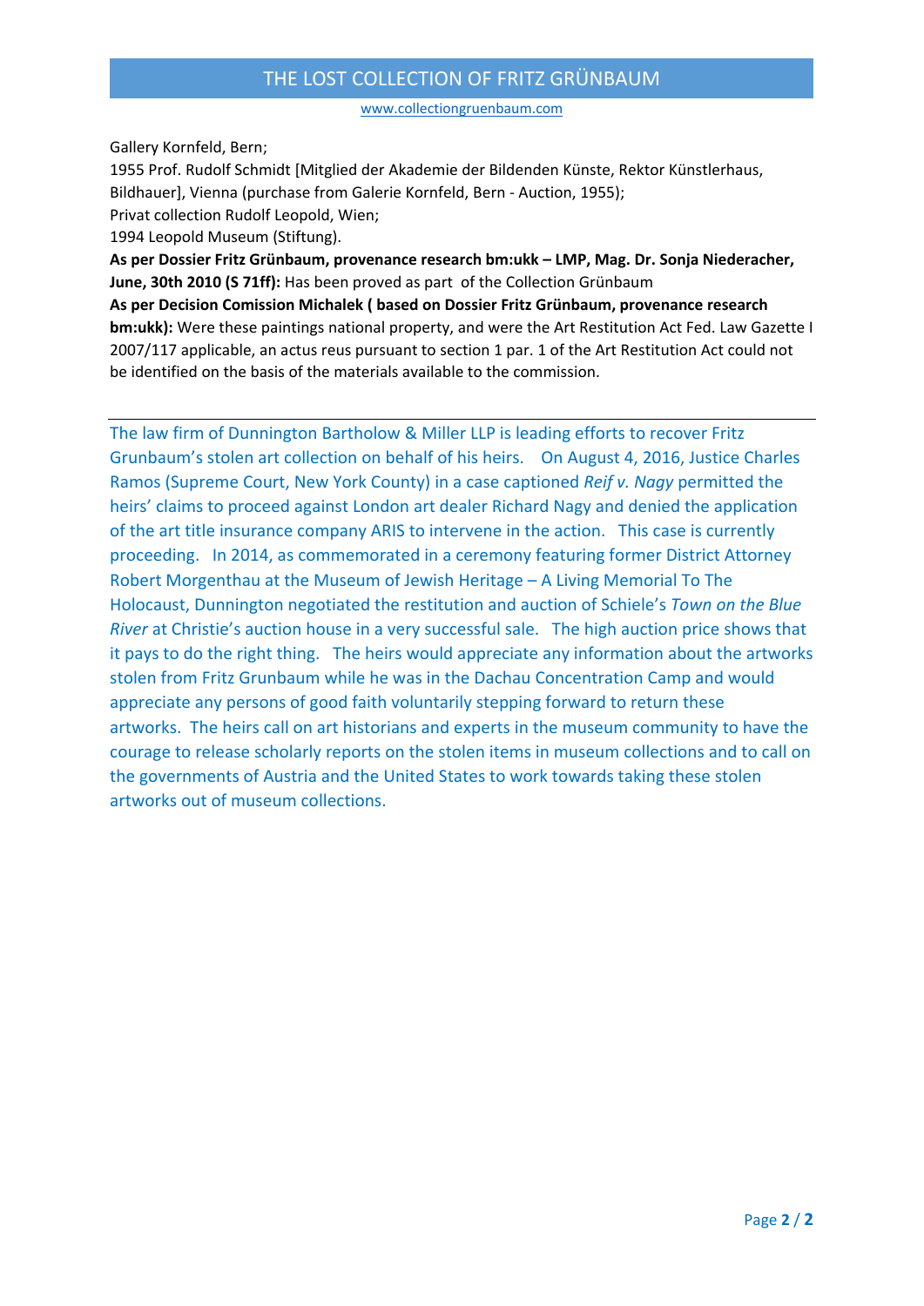Gallery Kornfeld, Bern;

1955 Prof. Rudolf Schmidt [Mitglied der Akademie der Bildenden Künste, Rektor Künstlerhaus, Bildhauer], Vienna (purchase from Galerie Kornfeld, Bern - Auction, 1955);

Privat collection Rudolf Leopold, Wien;

1994 Leopold Museum (Stiftung).

**As per Dossier Fritz Grünbaum, provenance research bm:ukk – LMP, Mag. Dr. Sonja Niederacher, June, 30th 2010 (S 71ff):** Has been proved as part of the Collection Grünbaum

**As per Decision Comission Michalek ( based on Dossier Fritz Grünbaum, provenance research bm:ukk):** Were these paintings national property, and were the Art Restitution Act Fed. Law Gazette I 2007/117 applicable, an actus reus pursuant to section 1 par. 1 of the Art Restitution Act could not be identified on the basis of the materials available to the commission.

---

The law firm of Dunnington Bartholow & Miller LLP is leading efforts to recover Fritz Grunbaum's stolen art collection on behalf of his heirs. On August 4, 2016, Justice Charles Ramos (Supreme Court, New York County) in a case captioned *Reif v. Nagy* permitted the heirs' claims to proceed against London art dealer Richard Nagy and denied the application of the art title insurance company ARIS to intervene in the action. This case is currently proceeding. In 2014, as commemorated in a ceremony featuring former District Attorney Robert Morgenthau at the Museum of Jewish Heritage – A Living Memorial To The Holocaust, Dunnington negotiated the restitution and auction of Schiele's *Town on the Blue River* at Christie's auction house in a very successful sale. The high auction price shows that it pays to do the right thing. The heirs would appreciate any information about the artworks stolen from Fritz Grunbaum while he was in the Dachau Concentration Camp and would appreciate any persons of good faith voluntarily stepping forward to return these artworks. The heirs call on art historians and experts in the museum community to have the courage to release scholarly reports on the stolen items in museum collections and to call on the governments of Austria and the United States to work towards taking these stolen artworks out of museum collections.